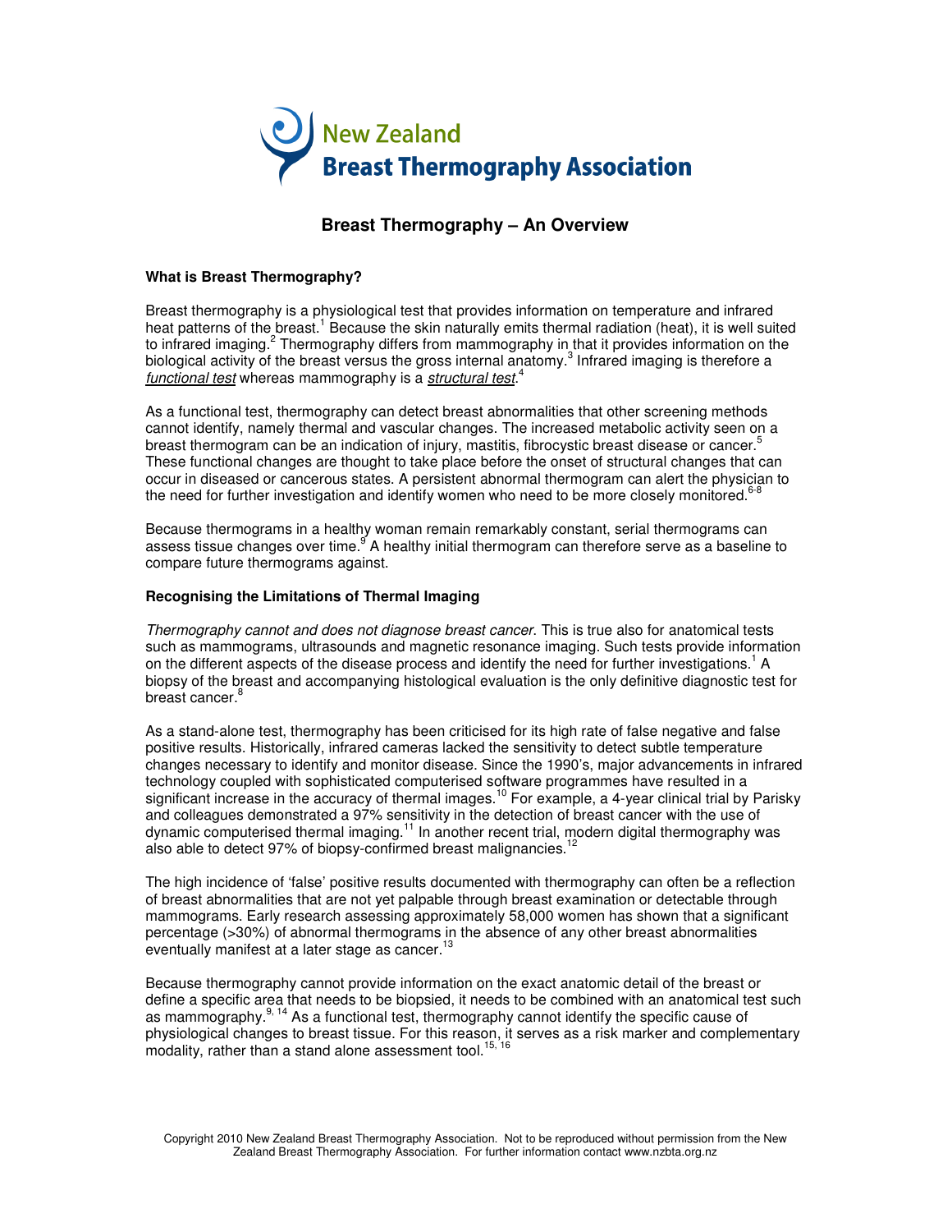New Zealand
**Breast Thermography Association**

# Breast Thermography – An Overview

### What is Breast Thermography?

Breast thermography is a physiological test that provides information on temperature and infrared heat patterns of the breast.[1] Because the skin naturally emits thermal radiation (heat), it is well suited to infrared imaging.[2] Thermography differs from mammography in that it provides information on the biological activity of the breast versus the gross internal anatomy.[3] Infrared imaging is therefore a *functional test* whereas mammography is a *structural test*.[4]

As a functional test, thermography can detect breast abnormalities that other screening methods cannot identify, namely thermal and vascular changes. The increased metabolic activity seen on a breast thermogram can be an indication of injury, mastitis, fibrocystic breast disease or cancer.[5] These functional changes are thought to take place before the onset of structural changes that can occur in diseased or cancerous states. A persistent abnormal thermogram can alert the physician to the need for further investigation and identify women who need to be more closely monitored.[6-8]

Because thermograms in a healthy woman remain remarkably constant, serial thermograms can assess tissue changes over time.[9] A healthy initial thermogram can therefore serve as a baseline to compare future thermograms against.

### Recognising the Limitations of Thermal Imaging

*Thermography cannot and does not diagnose breast cancer.* This is true also for anatomical tests such as mammograms, ultrasounds and magnetic resonance imaging. Such tests provide information on the different aspects of the disease process and identify the need for further investigations.[1] A biopsy of the breast and accompanying histological evaluation is the only definitive diagnostic test for breast cancer.[8]

As a stand-alone test, thermography has been criticised for its high rate of false negative and false positive results. Historically, infrared cameras lacked the sensitivity to detect subtle temperature changes necessary to identify and monitor disease. Since the 1990's, major advancements in infrared technology coupled with sophisticated computerised software programmes have resulted in a significant increase in the accuracy of thermal images.[10] For example, a 4-year clinical trial by Parisky and colleagues demonstrated a 97% sensitivity in the detection of breast cancer with the use of dynamic computerised thermal imaging.[11] In another recent trial, modern digital thermography was also able to detect 97% of biopsy-confirmed breast malignancies.[12]

The high incidence of 'false' positive results documented with thermography can often be a reflection of breast abnormalities that are not yet palpable through breast examination or detectable through mammograms. Early research assessing approximately 58,000 women has shown that a significant percentage (>30%) of abnormal thermograms in the absence of any other breast abnormalities eventually manifest at a later stage as cancer.[13]

Because thermography cannot provide information on the exact anatomic detail of the breast or define a specific area that needs to be biopsied, it needs to be combined with an anatomical test such as mammography.[9, 14] As a functional test, thermography cannot identify the specific cause of physiological changes to breast tissue. For this reason, it serves as a risk marker and complementary modality, rather than a stand alone assessment tool.[15, 16]

Copyright 2010 New Zealand Breast Thermography Association. Not to be reproduced without permission from the New Zealand Breast Thermography Association. For further information contact www.nzbta.org.nz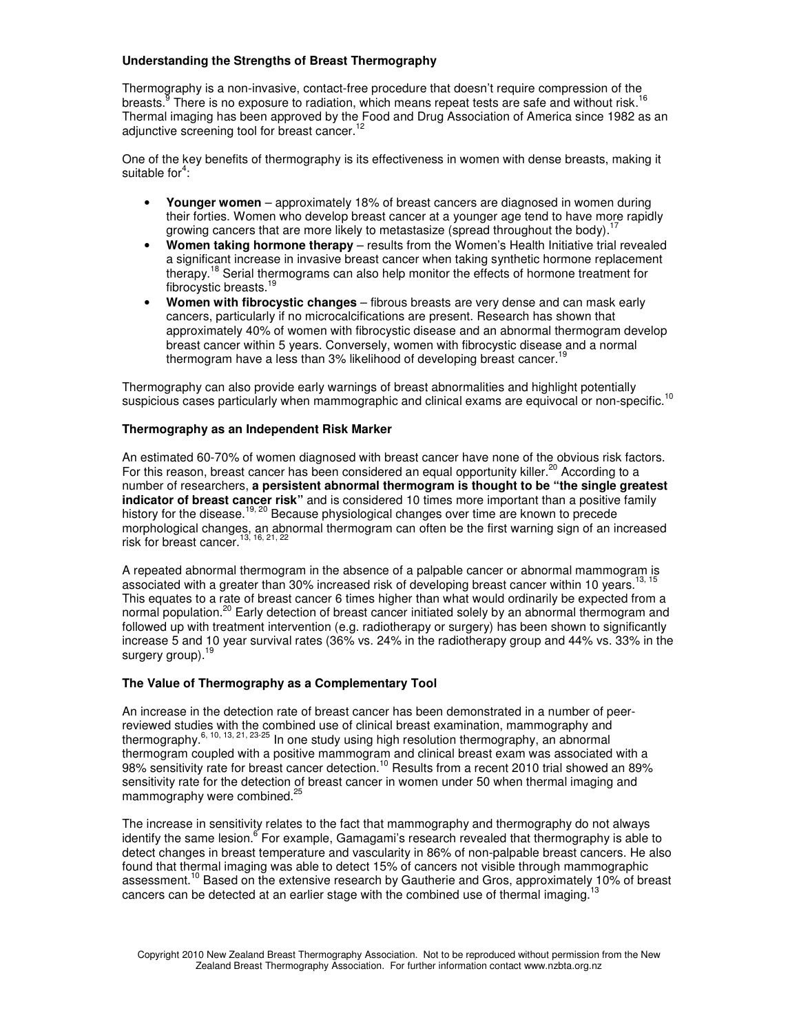### Understanding the Strengths of Breast Thermography

Thermography is a non-invasive, contact-free procedure that doesn't require compression of the breasts.[9] There is no exposure to radiation, which means repeat tests are safe and without risk.[16] Thermal imaging has been approved by the Food and Drug Association of America since 1982 as an adjunctive screening tool for breast cancer.[12]

One of the key benefits of thermography is its effectiveness in women with dense breasts, making it suitable for[4]:

- **Younger women** – approximately 18% of breast cancers are diagnosed in women during their forties. Women who develop breast cancer at a younger age tend to have more rapidly growing cancers that are more likely to metastasize (spread throughout the body).[17]
- **Women taking hormone therapy** – results from the Women's Health Initiative trial revealed a significant increase in invasive breast cancer when taking synthetic hormone replacement therapy.[18] Serial thermograms can also help monitor the effects of hormone treatment for fibrocystic breasts.[19]
- **Women with fibrocystic changes** – fibrous breasts are very dense and can mask early cancers, particularly if no microcalcifications are present. Research has shown that approximately 40% of women with fibrocystic disease and an abnormal thermogram develop breast cancer within 5 years. Conversely, women with fibrocystic disease and a normal thermogram have a less than 3% likelihood of developing breast cancer.[19]

Thermography can also provide early warnings of breast abnormalities and highlight potentially suspicious cases particularly when mammographic and clinical exams are equivocal or non-specific.[10]

### Thermography as an Independent Risk Marker

An estimated 60-70% of women diagnosed with breast cancer have none of the obvious risk factors. For this reason, breast cancer has been considered an equal opportunity killer.[20] According to a number of researchers, **a persistent abnormal thermogram is thought to be "the single greatest indicator of breast cancer risk"** and is considered 10 times more important than a positive family history for the disease.[19, 20] Because physiological changes over time are known to precede morphological changes, an abnormal thermogram can often be the first warning sign of an increased risk for breast cancer.[13, 16, 21, 22]

A repeated abnormal thermogram in the absence of a palpable cancer or abnormal mammogram is associated with a greater than 30% increased risk of developing breast cancer within 10 years.[13, 15] This equates to a rate of breast cancer 6 times higher than what would ordinarily be expected from a normal population.[20] Early detection of breast cancer initiated solely by an abnormal thermogram and followed up with treatment intervention (e.g. radiotherapy or surgery) has been shown to significantly increase 5 and 10 year survival rates (36% vs. 24% in the radiotherapy group and 44% vs. 33% in the surgery group).[19]

### The Value of Thermography as a Complementary Tool

An increase in the detection rate of breast cancer has been demonstrated in a number of peer-reviewed studies with the combined use of clinical breast examination, mammography and thermography.[6, 10, 13, 21, 23-25] In one study using high resolution thermography, an abnormal thermogram coupled with a positive mammogram and clinical breast exam was associated with a 98% sensitivity rate for breast cancer detection.[10] Results from a recent 2010 trial showed an 89% sensitivity rate for the detection of breast cancer in women under 50 when thermal imaging and mammography were combined.[25]

The increase in sensitivity relates to the fact that mammography and thermography do not always identify the same lesion.[6] For example, Gamagami's research revealed that thermography is able to detect changes in breast temperature and vascularity in 86% of non-palpable breast cancers. He also found that thermal imaging was able to detect 15% of cancers not visible through mammographic assessment.[10] Based on the extensive research by Gautherie and Gros, approximately 10% of breast cancers can be detected at an earlier stage with the combined use of thermal imaging.[13]

Copyright 2010 New Zealand Breast Thermography Association. Not to be reproduced without permission from the New Zealand Breast Thermography Association. For further information contact www.nzbta.org.nz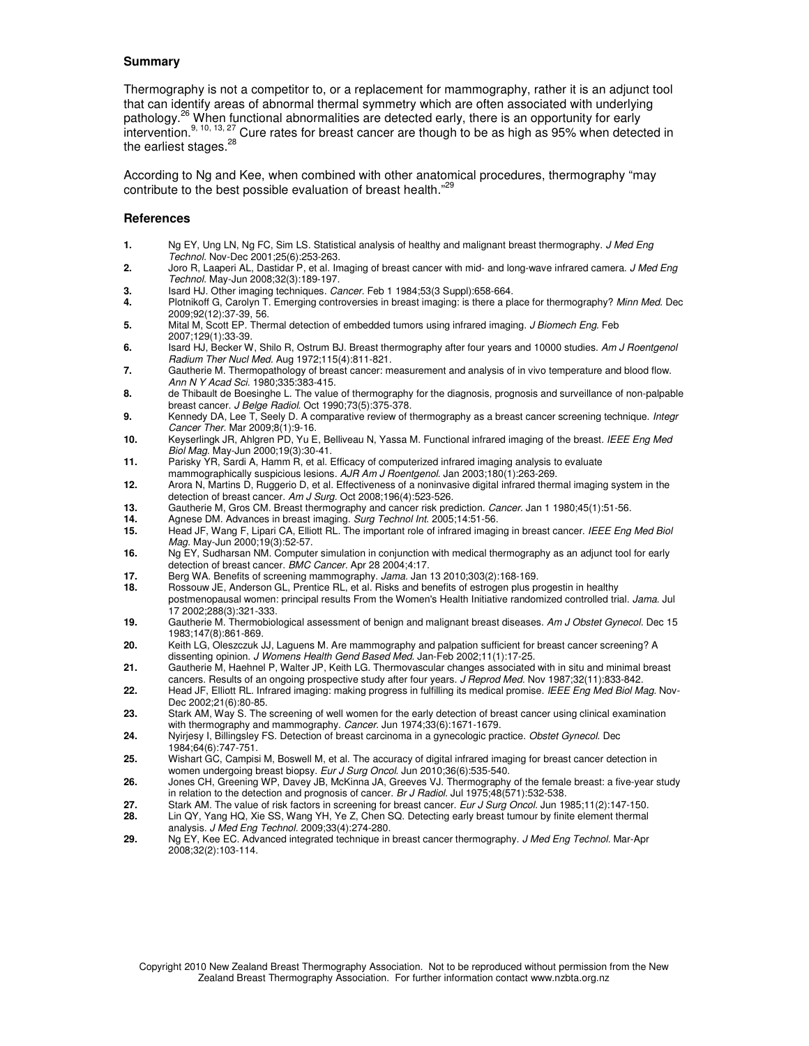### Summary

Thermography is not a competitor to, or a replacement for mammography, rather it is an adjunct tool that can identify areas of abnormal thermal symmetry which are often associated with underlying pathology.[26] When functional abnormalities are detected early, there is an opportunity for early intervention.[9, 10, 13, 27] Cure rates for breast cancer are though to be as high as 95% when detected in the earliest stages.[28]

According to Ng and Kee, when combined with other anatomical procedures, thermography "may contribute to the best possible evaluation of breast health."[29]

### References

1. Ng EY, Ung LN, Ng FC, Sim LS. Statistical analysis of healthy and malignant breast thermography. *J Med Eng Technol.* Nov-Dec 2001;25(6):253-263.
2. Joro R, Laaperi AL, Dastidar P, et al. Imaging of breast cancer with mid- and long-wave infrared camera. *J Med Eng Technol.* May-Jun 2008;32(3):189-197.
3. Isard HJ. Other imaging techniques. *Cancer.* Feb 1 1984;53(3 Suppl):658-664.
4. Plotnikoff G, Carolyn T. Emerging controversies in breast imaging: is there a place for thermography? *Minn Med.* Dec 2009;92(12):37-39, 56.
5. Mital M, Scott EP. Thermal detection of embedded tumors using infrared imaging. *J Biomech Eng.* Feb 2007;129(1):33-39.
6. Isard HJ, Becker W, Shilo R, Ostrum BJ. Breast thermography after four years and 10000 studies. *Am J Roentgenol Radium Ther Nucl Med.* Aug 1972;115(4):811-821.
7. Gautherie M. Thermopathology of breast cancer: measurement and analysis of in vivo temperature and blood flow. *Ann N Y Acad Sci.* 1980;335:383-415.
8. de Thibault de Boesinghe L. The value of thermography for the diagnosis, prognosis and surveillance of non-palpable breast cancer. *J Belge Radiol.* Oct 1990;73(5):375-378.
9. Kennedy DA, Lee T, Seely D. A comparative review of thermography as a breast cancer screening technique. *Integr Cancer Ther.* Mar 2009;8(1):9-16.
10. Keyserlingk JR, Ahlgren PD, Yu E, Belliveau N, Yassa M. Functional infrared imaging of the breast. *IEEE Eng Med Biol Mag.* May-Jun 2000;19(3):30-41.
11. Parisky YR, Sardi A, Hamm R, et al. Efficacy of computerized infrared imaging analysis to evaluate mammographically suspicious lesions. *AJR Am J Roentgenol.* Jan 2003;180(1):263-269.
12. Arora N, Martins D, Ruggerio D, et al. Effectiveness of a noninvasive digital infrared thermal imaging system in the detection of breast cancer. *Am J Surg.* Oct 2008;196(4):523-526.
13. Gautherie M, Gros CM. Breast thermography and cancer risk prediction. *Cancer.* Jan 1 1980;45(1):51-56.
14. Agnese DM. Advances in breast imaging. *Surg Technol Int.* 2005;14:51-56.
15. Head JF, Wang F, Lipari CA, Elliott RL. The important role of infrared imaging in breast cancer. *IEEE Eng Med Biol Mag.* May-Jun 2000;19(3):52-57.
16. Ng EY, Sudharsan NM. Computer simulation in conjunction with medical thermography as an adjunct tool for early detection of breast cancer. *BMC Cancer.* Apr 28 2004;4:17.
17. Berg WA. Benefits of screening mammography. *Jama.* Jan 13 2010;303(2):168-169.
18. Rossouw JE, Anderson GL, Prentice RL, et al. Risks and benefits of estrogen plus progestin in healthy postmenopausal women: principal results From the Women's Health Initiative randomized controlled trial. *Jama.* Jul 17 2002;288(3):321-333.
19. Gautherie M. Thermobiological assessment of benign and malignant breast diseases. *Am J Obstet Gynecol.* Dec 15 1983;147(8):861-869.
20. Keith LG, Oleszczuk JJ, Laguens M. Are mammography and palpation sufficient for breast cancer screening? A dissenting opinion. *J Womens Health Gend Based Med.* Jan-Feb 2002;11(1):17-25.
21. Gautherie M, Haehnel P, Walter JP, Keith LG. Thermovascular changes associated with in situ and minimal breast cancers. Results of an ongoing prospective study after four years. *J Reprod Med.* Nov 1987;32(11):833-842.
22. Head JF, Elliott RL. Infrared imaging: making progress in fulfilling its medical promise. *IEEE Eng Med Biol Mag.* Nov-Dec 2002;21(6):80-85.
23. Stark AM, Way S. The screening of well women for the early detection of breast cancer using clinical examination with thermography and mammography. *Cancer.* Jun 1974;33(6):1671-1679.
24. Nyirjesy I, Billingsley FS. Detection of breast carcinoma in a gynecologic practice. *Obstet Gynecol.* Dec 1984;64(6):747-751.
25. Wishart GC, Campisi M, Boswell M, et al. The accuracy of digital infrared imaging for breast cancer detection in women undergoing breast biopsy. *Eur J Surg Oncol.* Jun 2010;36(6):535-540.
26. Jones CH, Greening WP, Davey JB, McKinna JA, Greeves VJ. Thermography of the female breast: a five-year study in relation to the detection and prognosis of cancer. *Br J Radiol.* Jul 1975;48(571):532-538.
27. Stark AM. The value of risk factors in screening for breast cancer. *Eur J Surg Oncol.* Jun 1985;11(2):147-150.
28. Lin QY, Yang HQ, Xie SS, Wang YH, Ye Z, Chen SQ. Detecting early breast tumour by finite element thermal analysis. *J Med Eng Technol.* 2009;33(4):274-280.
29. Ng EY, Kee EC. Advanced integrated technique in breast cancer thermography. *J Med Eng Technol.* Mar-Apr 2008;32(2):103-114.

Copyright 2010 New Zealand Breast Thermography Association. Not to be reproduced without permission from the New Zealand Breast Thermography Association. For further information contact www.nzbta.org.nz